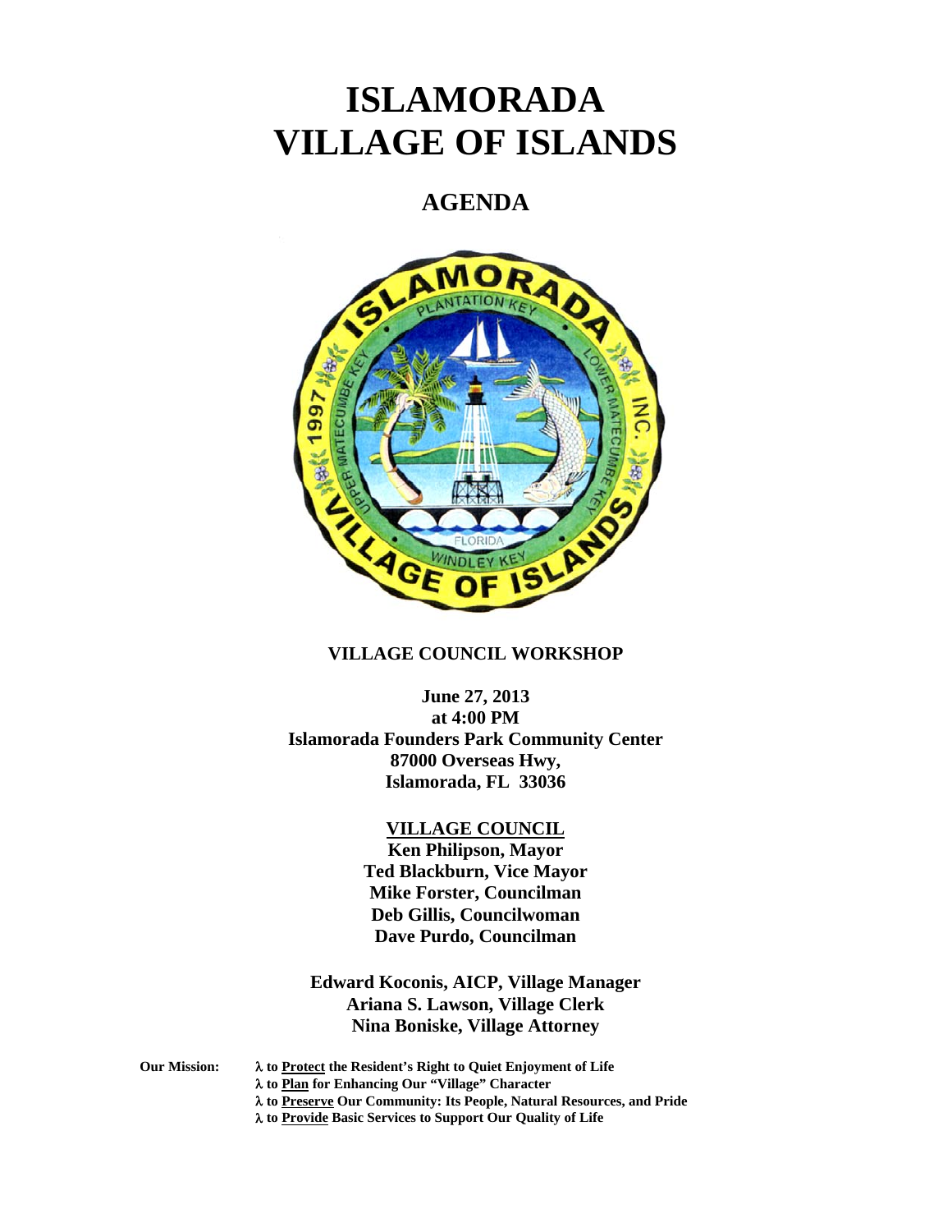# ISLAMORADA
# VILLAGE OF ISLANDS

## AGENDA

**VILLAGE COUNCIL WORKSHOP**

**June 27, 2013**
**at 4:00 PM**
**Islamorada Founders Park Community Center**
**87000 Overseas Hwy,**
**Islamorada, FL 33036**

**VILLAGE COUNCIL**
**Ken Philipson, Mayor**
**Ted Blackburn, Vice Mayor**
**Mike Forster, Councilman**
**Deb Gillis, Councilwoman**
**Dave Purdo, Councilman**

**Edward Koconis, AICP, Village Manager**
**Ariana S. Lawson, Village Clerk**
**Nina Boniske, Village Attorney**

**Our Mission:**
- **to Protect the Resident's Right to Quiet Enjoyment of Life**
- **to Plan for Enhancing Our "Village" Character**
- **to Preserve Our Community: Its People, Natural Resources, and Pride**
- **to Provide Basic Services to Support Our Quality of Life**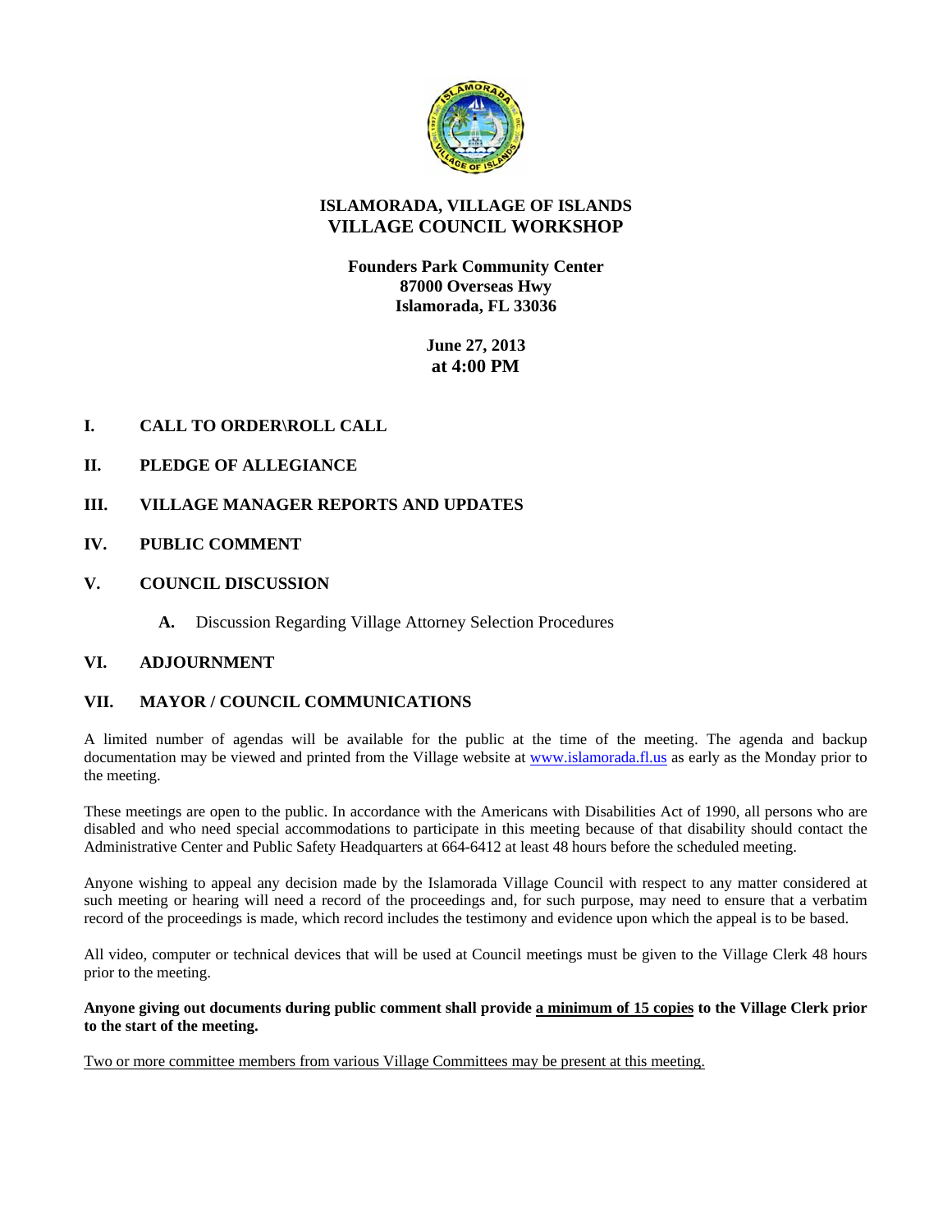# ISLAMORADA, VILLAGE OF ISLANDS
# VILLAGE COUNCIL WORKSHOP

**Founders Park Community Center**
**87000 Overseas Hwy**
**Islamorada, FL 33036**

**June 27, 2013**
**at 4:00 PM**

**I. CALL TO ORDER\ROLL CALL**

**II. PLEDGE OF ALLEGIANCE**

**III. VILLAGE MANAGER REPORTS AND UPDATES**

**IV. PUBLIC COMMENT**

**V. COUNCIL DISCUSSION**

- **A.** Discussion Regarding Village Attorney Selection Procedures

**VI. ADJOURNMENT**

**VII. MAYOR / COUNCIL COMMUNICATIONS**

A limited number of agendas will be available for the public at the time of the meeting. The agenda and backup documentation may be viewed and printed from the Village website at www.islamorada.fl.us as early as the Monday prior to the meeting.

These meetings are open to the public. In accordance with the Americans with Disabilities Act of 1990, all persons who are disabled and who need special accommodations to participate in this meeting because of that disability should contact the Administrative Center and Public Safety Headquarters at 664-6412 at least 48 hours before the scheduled meeting.

Anyone wishing to appeal any decision made by the Islamorada Village Council with respect to any matter considered at such meeting or hearing will need a record of the proceedings and, for such purpose, may need to ensure that a verbatim record of the proceedings is made, which record includes the testimony and evidence upon which the appeal is to be based.

All video, computer or technical devices that will be used at Council meetings must be given to the Village Clerk 48 hours prior to the meeting.

**Anyone giving out documents during public comment shall provide a minimum of 15 copies to the Village Clerk prior to the start of the meeting.**

Two or more committee members from various Village Committees may be present at this meeting.